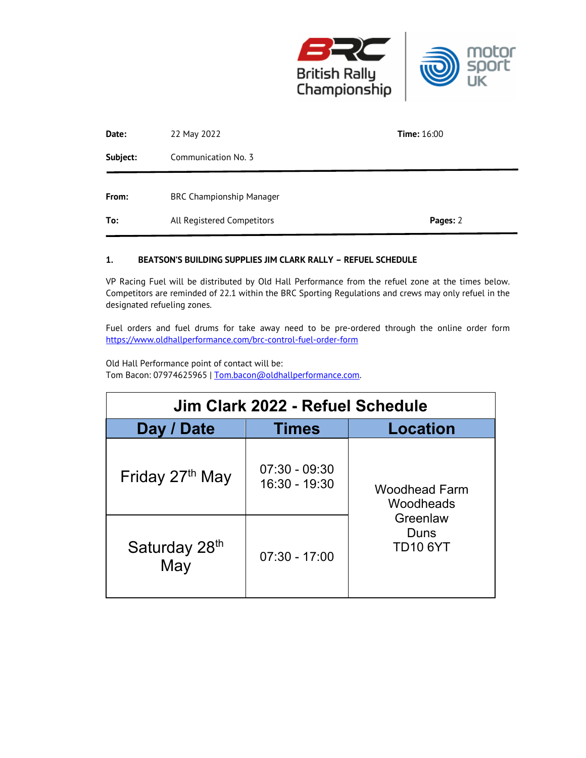British Rally Championship

motor sport UK

| | | | |
|---|---|---|---|
| **Date:** | 22 May 2022 | **Time:** 16:00 | |
| **Subject:** | Communication No. 3 | | |
| **From:** | BRC Championship Manager | | |
| **To:** | All Registered Competitors | **Pages:** 2 | |

**1. BEATSON'S BUILDING SUPPLIES JIM CLARK RALLY – REFUEL SCHEDULE**

VP Racing Fuel will be distributed by Old Hall Performance from the refuel zone at the times below. Competitors are reminded of 22.1 within the BRC Sporting Regulations and crews may only refuel in the designated refueling zones.

Fuel orders and fuel drums for take away need to be pre-ordered through the online order form https://www.oldhallperformance.com/brc-control-fuel-order-form

Old Hall Performance point of contact will be:
Tom Bacon: 07974625965 | Tom.bacon@oldhallperformance.com.

| Jim Clark 2022 - Refuel Schedule | | |
|---|---|---|
| **Day / Date** | **Times** | **Location** |
| Friday 27th May | 07:30 - 09:30<br>16:30 - 19:30 | Woodhead Farm<br>Woodheads<br>Greenlaw<br>Duns<br>TD10 6YT |
| Saturday 28th May | 07:30 - 17:00 | |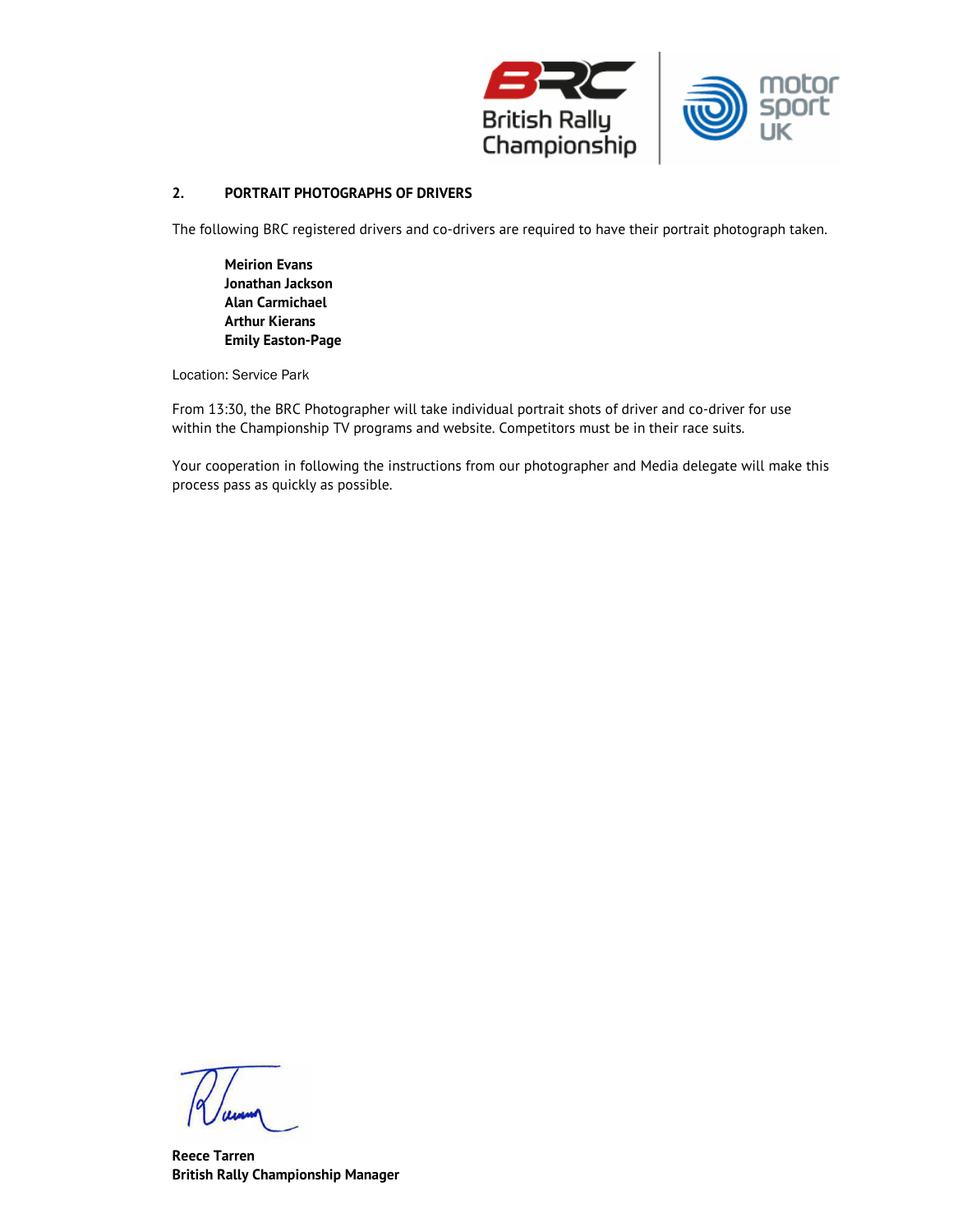## 2. PORTRAIT PHOTOGRAPHS OF DRIVERS

The following BRC registered drivers and co-drivers are required to have their portrait photograph taken.

**Meirion Evans**
**Jonathan Jackson**
**Alan Carmichael**
**Arthur Kierans**
**Emily Easton-Page**

Location: Service Park

From 13:30, the BRC Photographer will take individual portrait shots of driver and co-driver for use within the Championship TV programs and website. Competitors must be in their race suits.

Your cooperation in following the instructions from our photographer and Media delegate will make this process pass as quickly as possible.

**Reece Tarren**
**British Rally Championship Manager**